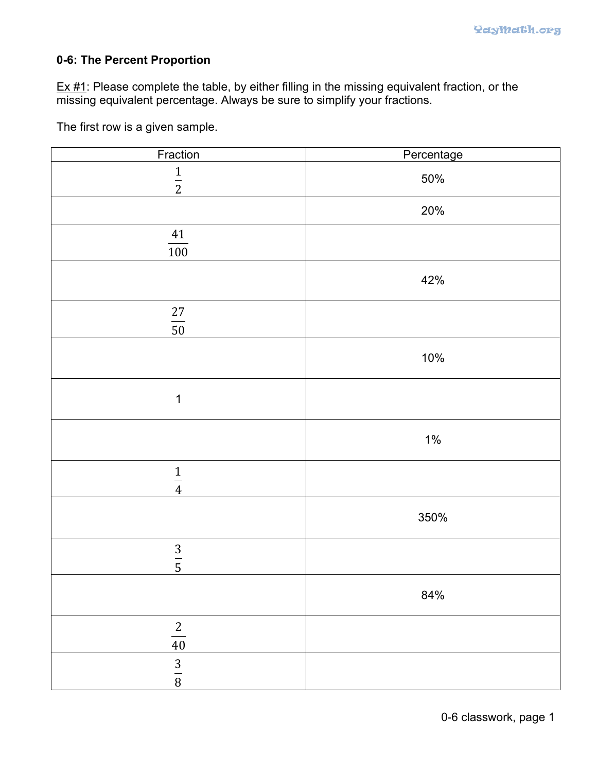### 0-6: The Percent Proportion

Ex #1: Please complete the table, by either filling in the missing equivalent fraction, or the missing equivalent percentage. Always be sure to simplify your fractions.

The first row is a given sample.

| Fraction | Percentage |
|---|---|
| $\frac{1}{2}$ | 50% |
| | 20% |
| $\frac{41}{100}$ | |
| | 42% |
| $\frac{27}{50}$ | |
| | 10% |
| 1 | |
| | 1% |
| $\frac{1}{4}$ | |
| | 350% |
| $\frac{3}{5}$ | |
| | 84% |
| $\frac{2}{40}$ | |
| $\frac{3}{8}$ | |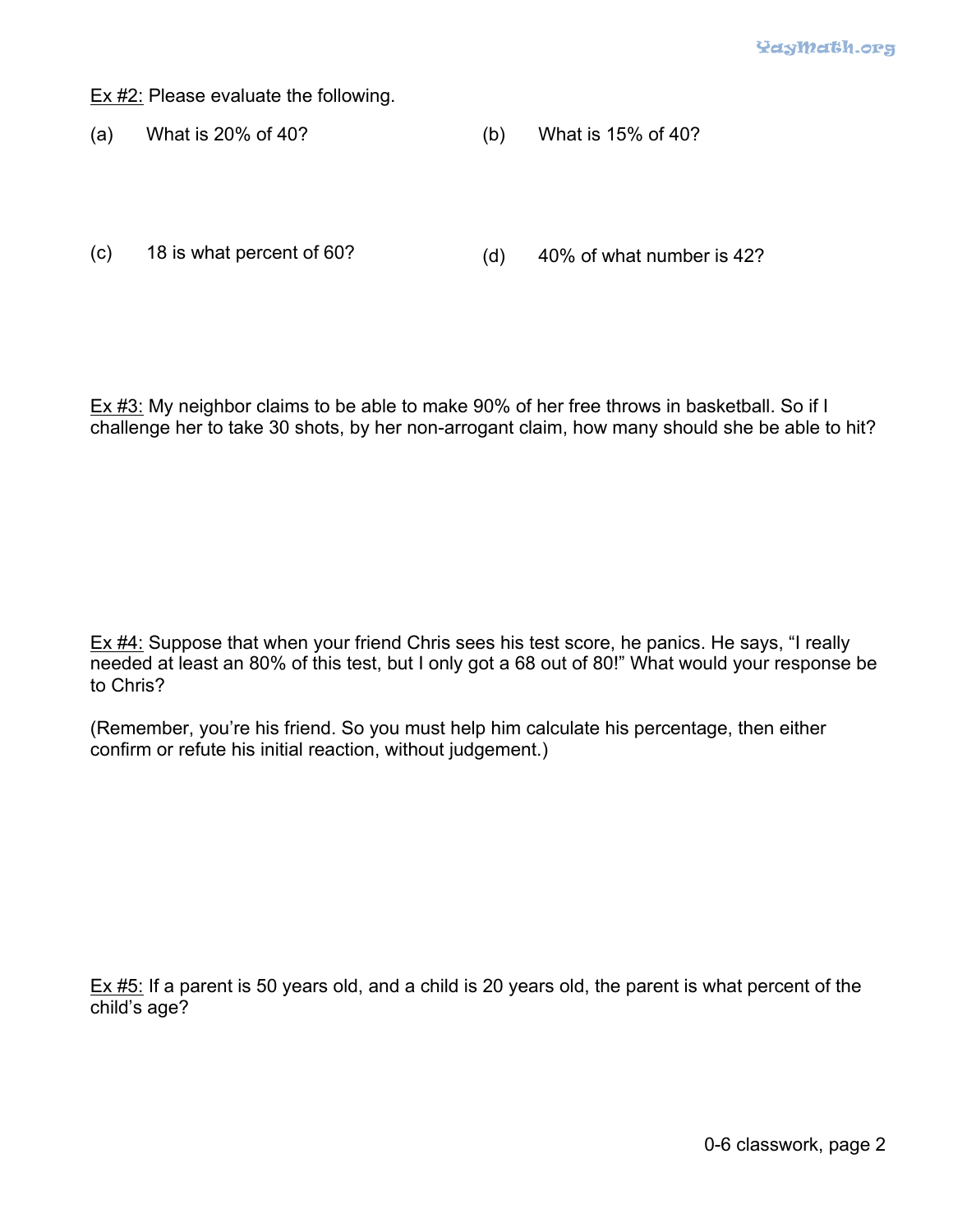Ex #2: Please evaluate the following.

(a) What is 20% of 40?

(b) What is 15% of 40?

(c) 18 is what percent of 60?

(d) 40% of what number is 42?

Ex #3: My neighbor claims to be able to make 90% of her free throws in basketball. So if I challenge her to take 30 shots, by her non-arrogant claim, how many should she be able to hit?

Ex #4: Suppose that when your friend Chris sees his test score, he panics. He says, "I really needed at least an 80% of this test, but I only got a 68 out of 80!" What would your response be to Chris?

(Remember, you're his friend. So you must help him calculate his percentage, then either confirm or refute his initial reaction, without judgement.)

Ex #5: If a parent is 50 years old, and a child is 20 years old, the parent is what percent of the child's age?